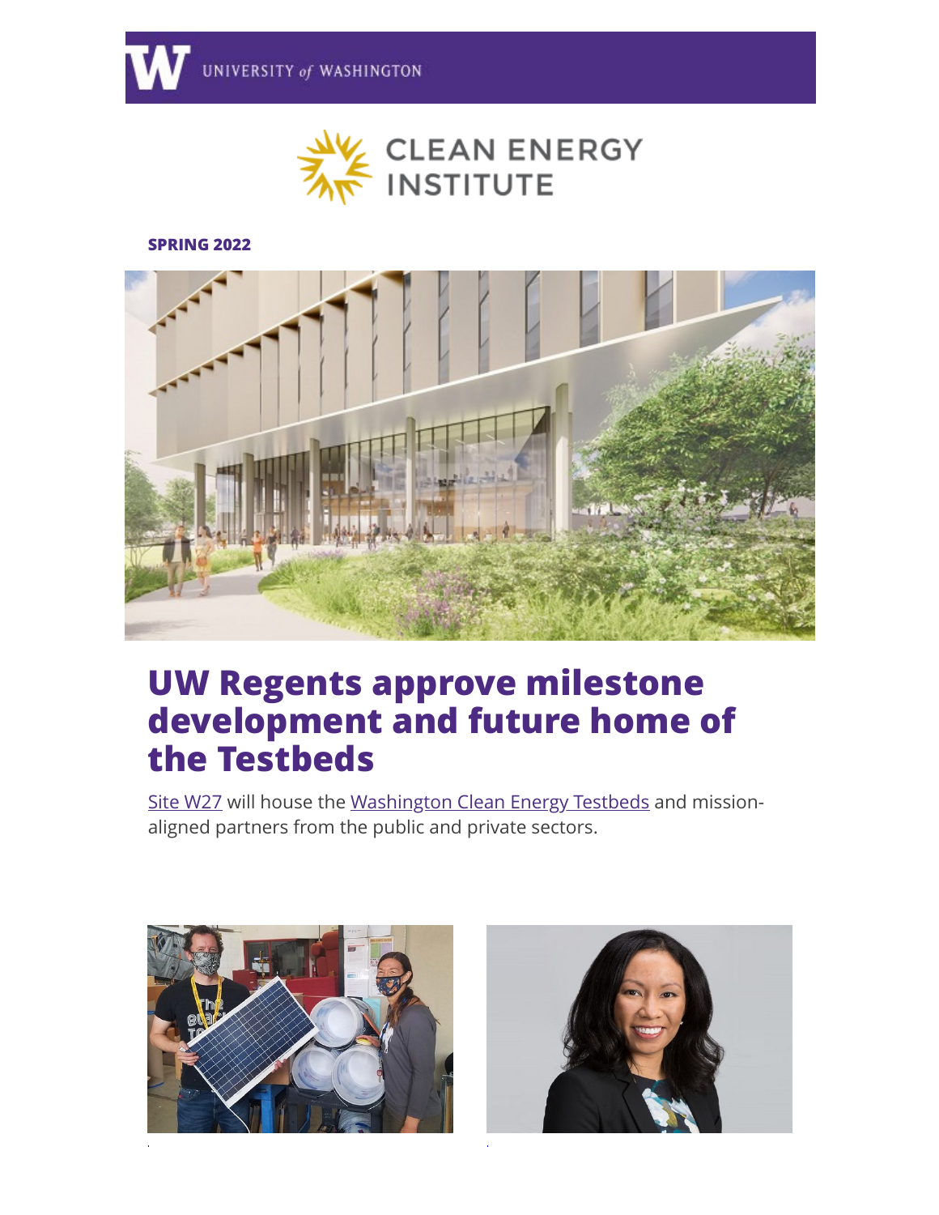UNIVERSITY of WASHINGTON

CLEAN ENERGY INSTITUTE

**SPRING 2022**

# UW Regents approve milestone development and future home of the Testbeds

Site W27 will house the Washington Clean Energy Testbeds and mission-aligned partners from the public and private sectors.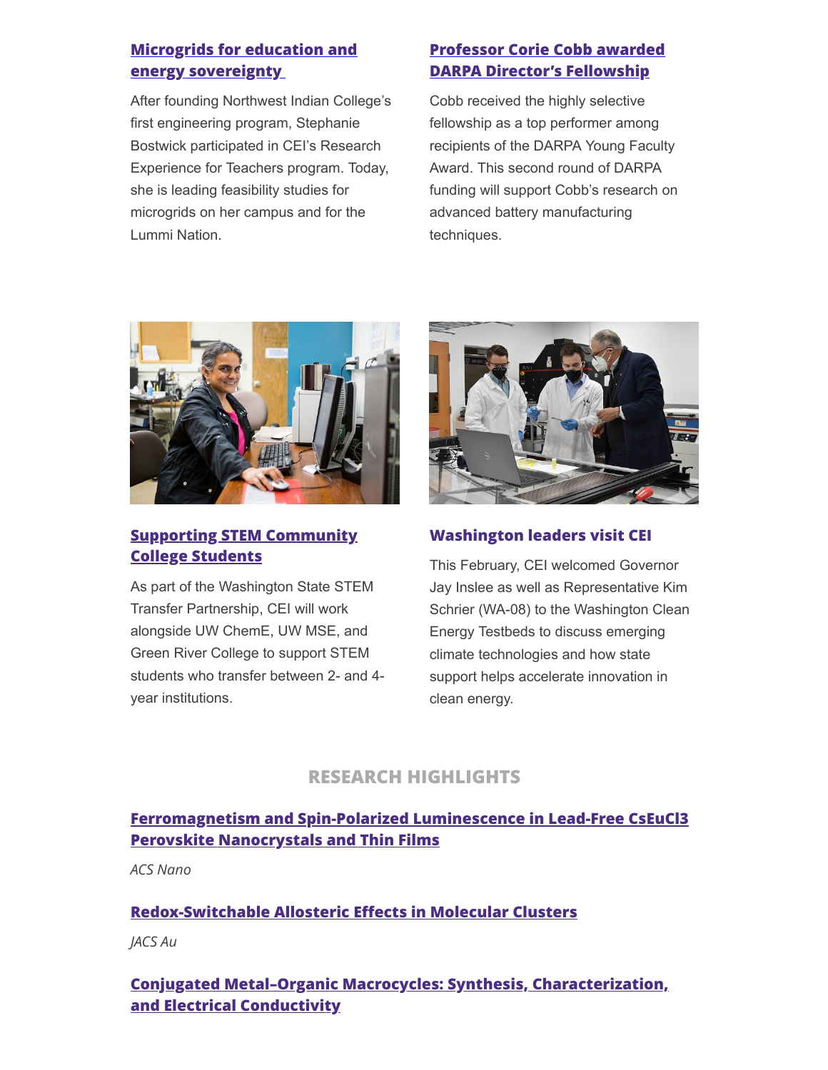### [Microgrids for education and energy sovereignty]

After founding Northwest Indian College's first engineering program, Stephanie Bostwick participated in CEI's Research Experience for Teachers program. Today, she is leading feasibility studies for microgrids on her campus and for the Lummi Nation.

### [Professor Corie Cobb awarded DARPA Director's Fellowship]

Cobb received the highly selective fellowship as a top performer among recipients of the DARPA Young Faculty Award. This second round of DARPA funding will support Cobb's research on advanced battery manufacturing techniques.

### [Supporting STEM Community College Students]

As part of the Washington State STEM Transfer Partnership, CEI will work alongside UW ChemE, UW MSE, and Green River College to support STEM students who transfer between 2- and 4-year institutions.

### Washington leaders visit CEI

This February, CEI welcomed Governor Jay Inslee as well as Representative Kim Schrier (WA-08) to the Washington Clean Energy Testbeds to discuss emerging climate technologies and how state support helps accelerate innovation in clean energy.

## RESEARCH HIGHLIGHTS

### Ferromagnetism and Spin-Polarized Luminescence in Lead-Free $CsEuCl_3$ Perovskite Nanocrystals and Thin Films

*ACS Nano*

### Redox-Switchable Allosteric Effects in Molecular Clusters

*JACS Au*

### Conjugated Metal–Organic Macrocycles: Synthesis, Characterization, and Electrical Conductivity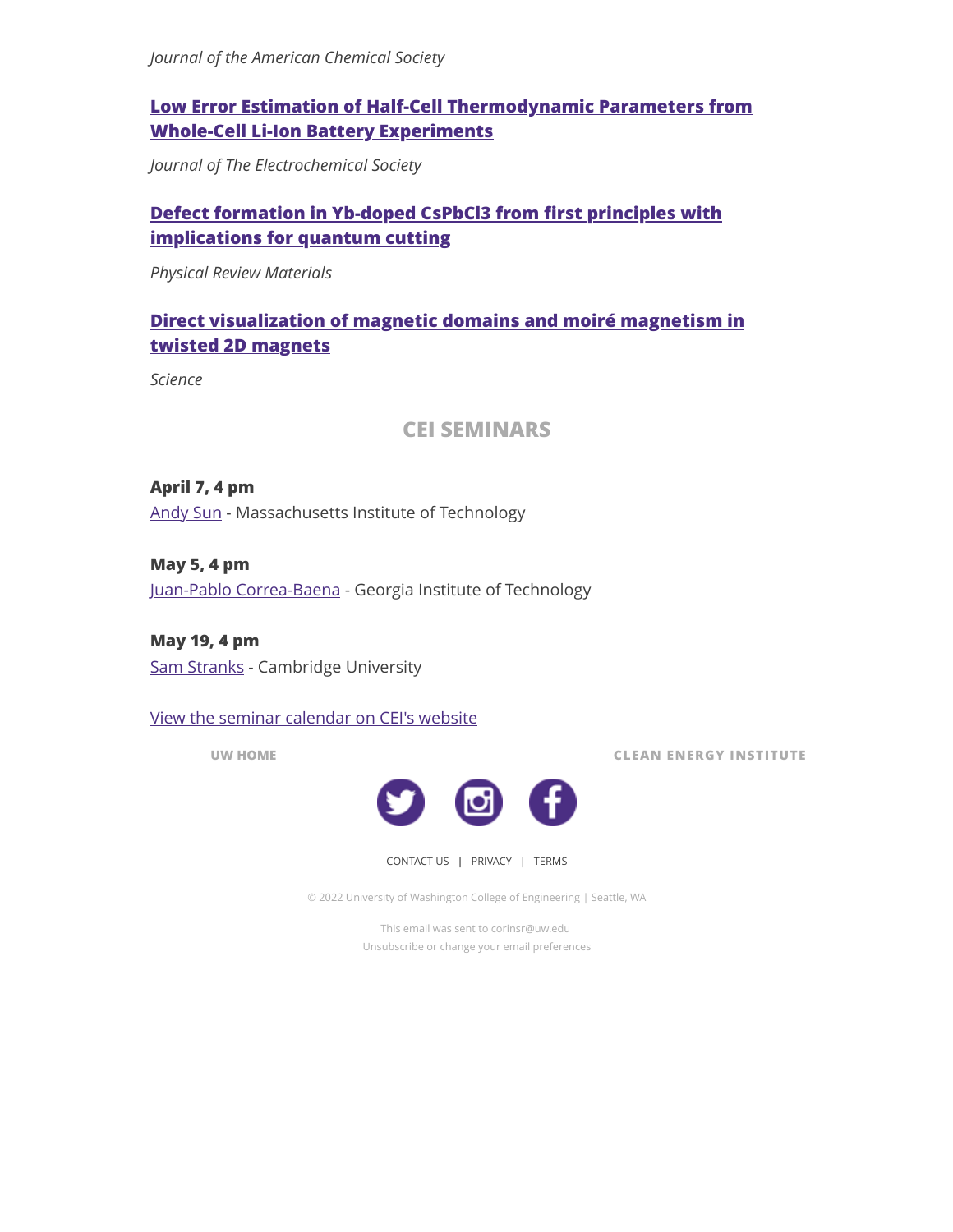*Journal of the American Chemical Society*

**Low Error Estimation of Half-Cell Thermodynamic Parameters from Whole-Cell Li-Ion Battery Experiments**

*Journal of The Electrochemical Society*

**Defect formation in Yb-doped $CsPbCl_3$ from first principles with implications for quantum cutting**

*Physical Review Materials*

**Direct visualization of magnetic domains and moiré magnetism in twisted 2D magnets**

*Science*

## CEI SEMINARS

**April 7, 4 pm**
Andy Sun - Massachusetts Institute of Technology

**May 5, 4 pm**
Juan-Pablo Correa-Baena - Georgia Institute of Technology

**May 19, 4 pm**
Sam Stranks - Cambridge University

View the seminar calendar on CEI's website

UW HOME

CLEAN ENERGY INSTITUTE

CONTACT US | PRIVACY | TERMS

© 2022 University of Washington College of Engineering | Seattle, WA

This email was sent to corinsr@uw.edu
Unsubscribe or change your email preferences